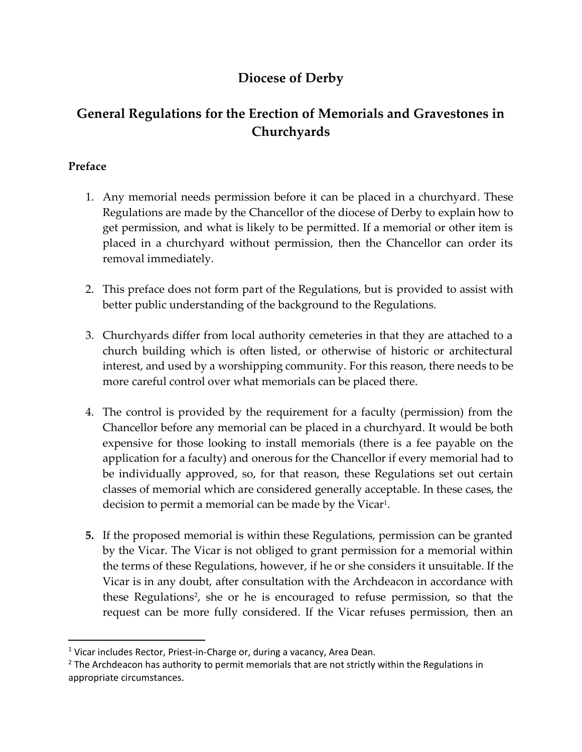# Diocese of Derby

## General Regulations for the Erection of Memorials and Gravestones in Churchyards

### Preface

1. Any memorial needs permission before it can be placed in a churchyard. These Regulations are made by the Chancellor of the diocese of Derby to explain how to get permission, and what is likely to be permitted. If a memorial or other item is placed in a churchyard without permission, then the Chancellor can order its removal immediately.

2. This preface does not form part of the Regulations, but is provided to assist with better public understanding of the background to the Regulations.

3. Churchyards differ from local authority cemeteries in that they are attached to a church building which is often listed, or otherwise of historic or architectural interest, and used by a worshipping community. For this reason, there needs to be more careful control over what memorials can be placed there.

4. The control is provided by the requirement for a faculty (permission) from the Chancellor before any memorial can be placed in a churchyard. It would be both expensive for those looking to install memorials (there is a fee payable on the application for a faculty) and onerous for the Chancellor if every memorial had to be individually approved, so, for that reason, these Regulations set out certain classes of memorial which are considered generally acceptable. In these cases, the decision to permit a memorial can be made by the Vicar[1].

5. If the proposed memorial is within these Regulations, permission can be granted by the Vicar. The Vicar is not obliged to grant permission for a memorial within the terms of these Regulations, however, if he or she considers it unsuitable. If the Vicar is in any doubt, after consultation with the Archdeacon in accordance with these Regulations[2], she or he is encouraged to refuse permission, so that the request can be more fully considered. If the Vicar refuses permission, then an

[1] Vicar includes Rector, Priest-in-Charge or, during a vacancy, Area Dean.

[2] The Archdeacon has authority to permit memorials that are not strictly within the Regulations in appropriate circumstances.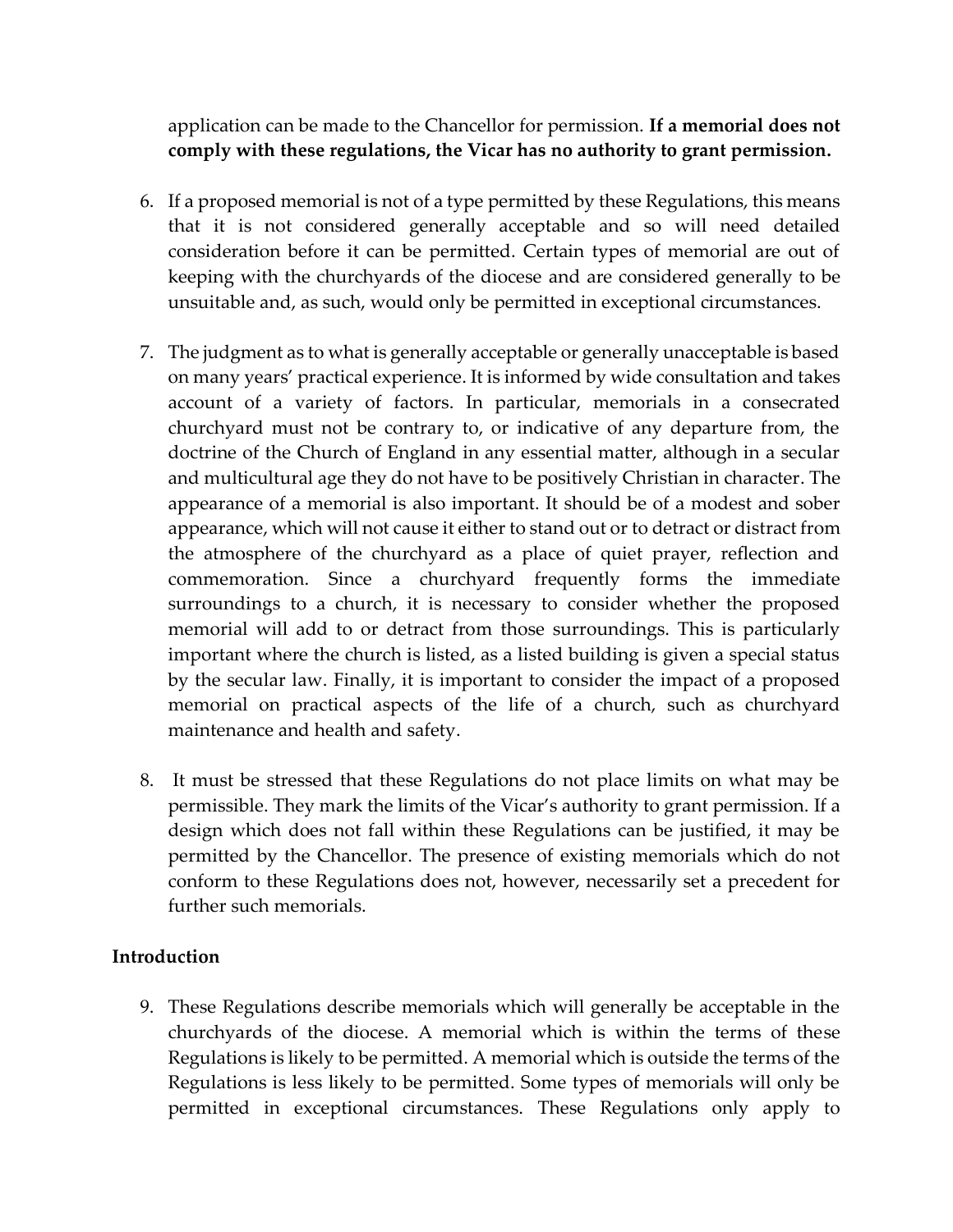application can be made to the Chancellor for permission. **If a memorial does not comply with these regulations, the Vicar has no authority to grant permission.**

6. If a proposed memorial is not of a type permitted by these Regulations, this means that it is not considered generally acceptable and so will need detailed consideration before it can be permitted. Certain types of memorial are out of keeping with the churchyards of the diocese and are considered generally to be unsuitable and, as such, would only be permitted in exceptional circumstances.

7. The judgment as to what is generally acceptable or generally unacceptable is based on many years' practical experience. It is informed by wide consultation and takes account of a variety of factors. In particular, memorials in a consecrated churchyard must not be contrary to, or indicative of any departure from, the doctrine of the Church of England in any essential matter, although in a secular and multicultural age they do not have to be positively Christian in character. The appearance of a memorial is also important. It should be of a modest and sober appearance, which will not cause it either to stand out or to detract or distract from the atmosphere of the churchyard as a place of quiet prayer, reflection and commemoration. Since a churchyard frequently forms the immediate surroundings to a church, it is necessary to consider whether the proposed memorial will add to or detract from those surroundings. This is particularly important where the church is listed, as a listed building is given a special status by the secular law. Finally, it is important to consider the impact of a proposed memorial on practical aspects of the life of a church, such as churchyard maintenance and health and safety.

8. It must be stressed that these Regulations do not place limits on what may be permissible. They mark the limits of the Vicar's authority to grant permission. If a design which does not fall within these Regulations can be justified, it may be permitted by the Chancellor. The presence of existing memorials which do not conform to these Regulations does not, however, necessarily set a precedent for further such memorials.

**Introduction**

9. These Regulations describe memorials which will generally be acceptable in the churchyards of the diocese. A memorial which is within the terms of these Regulations is likely to be permitted. A memorial which is outside the terms of the Regulations is less likely to be permitted. Some types of memorials will only be permitted in exceptional circumstances. These Regulations only apply to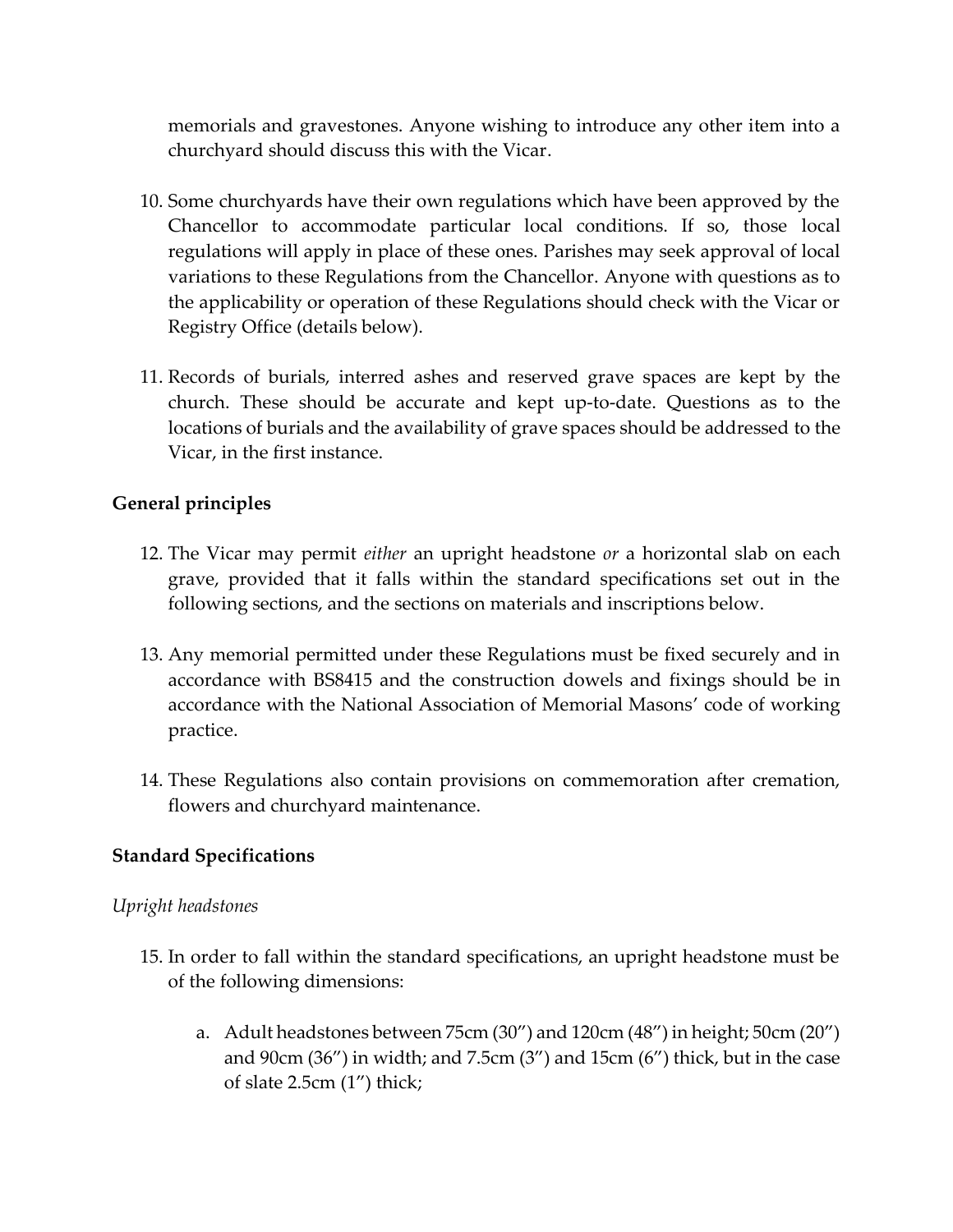memorials and gravestones. Anyone wishing to introduce any other item into a churchyard should discuss this with the Vicar.

10. Some churchyards have their own regulations which have been approved by the Chancellor to accommodate particular local conditions. If so, those local regulations will apply in place of these ones. Parishes may seek approval of local variations to these Regulations from the Chancellor. Anyone with questions as to the applicability or operation of these Regulations should check with the Vicar or Registry Office (details below).

11. Records of burials, interred ashes and reserved grave spaces are kept by the church. These should be accurate and kept up-to-date. Questions as to the locations of burials and the availability of grave spaces should be addressed to the Vicar, in the first instance.

**General principles**

12. The Vicar may permit *either* an upright headstone *or* a horizontal slab on each grave, provided that it falls within the standard specifications set out in the following sections, and the sections on materials and inscriptions below.

13. Any memorial permitted under these Regulations must be fixed securely and in accordance with BS8415 and the construction dowels and fixings should be in accordance with the National Association of Memorial Masons' code of working practice.

14. These Regulations also contain provisions on commemoration after cremation, flowers and churchyard maintenance.

**Standard Specifications**

*Upright headstones*

15. In order to fall within the standard specifications, an upright headstone must be of the following dimensions:

    a. Adult headstones between 75cm (30") and 120cm (48") in height; 50cm (20") and 90cm (36") in width; and 7.5cm (3") and 15cm (6") thick, but in the case of slate 2.5cm (1") thick;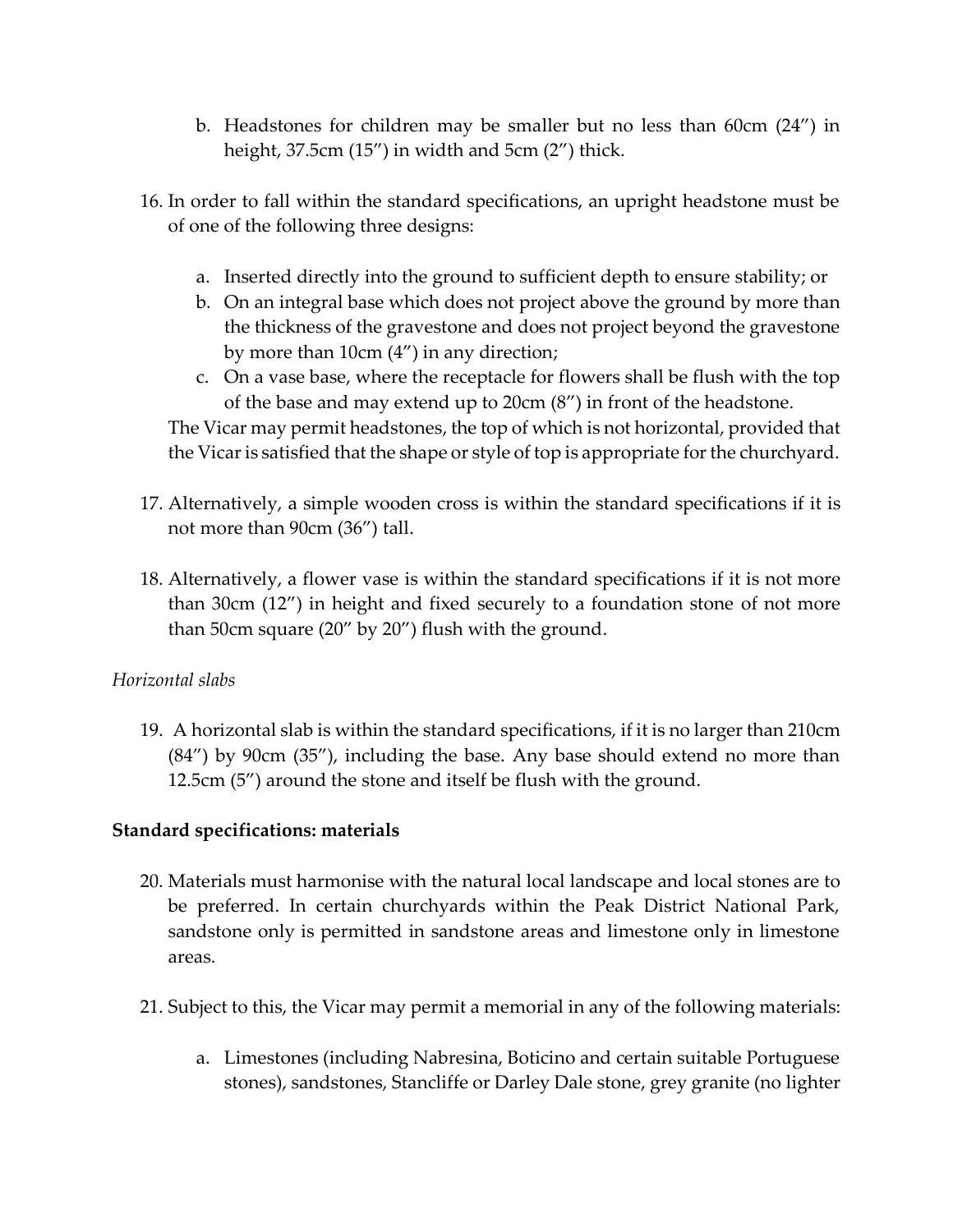b. Headstones for children may be smaller but no less than 60cm (24”) in height, 37.5cm (15”) in width and 5cm (2”) thick.

16. In order to fall within the standard specifications, an upright headstone must be of one of the following three designs:

    a. Inserted directly into the ground to sufficient depth to ensure stability; or
    b. On an integral base which does not project above the ground by more than the thickness of the gravestone and does not project beyond the gravestone by more than 10cm (4”) in any direction;
    c. On a vase base, where the receptacle for flowers shall be flush with the top of the base and may extend up to 20cm (8”) in front of the headstone.

    The Vicar may permit headstones, the top of which is not horizontal, provided that the Vicar is satisfied that the shape or style of top is appropriate for the churchyard.

17. Alternatively, a simple wooden cross is within the standard specifications if it is not more than 90cm (36”) tall.

18. Alternatively, a flower vase is within the standard specifications if it is not more than 30cm (12”) in height and fixed securely to a foundation stone of not more than 50cm square (20” by 20”) flush with the ground.

*Horizontal slabs*

19. A horizontal slab is within the standard specifications, if it is no larger than 210cm (84”) by 90cm (35”), including the base. Any base should extend no more than 12.5cm (5”) around the stone and itself be flush with the ground.

**Standard specifications: materials**

20. Materials must harmonise with the natural local landscape and local stones are to be preferred. In certain churchyards within the Peak District National Park, sandstone only is permitted in sandstone areas and limestone only in limestone areas.

21. Subject to this, the Vicar may permit a memorial in any of the following materials:

    a. Limestones (including Nabresina, Boticino and certain suitable Portuguese stones), sandstones, Stancliffe or Darley Dale stone, grey granite (no lighter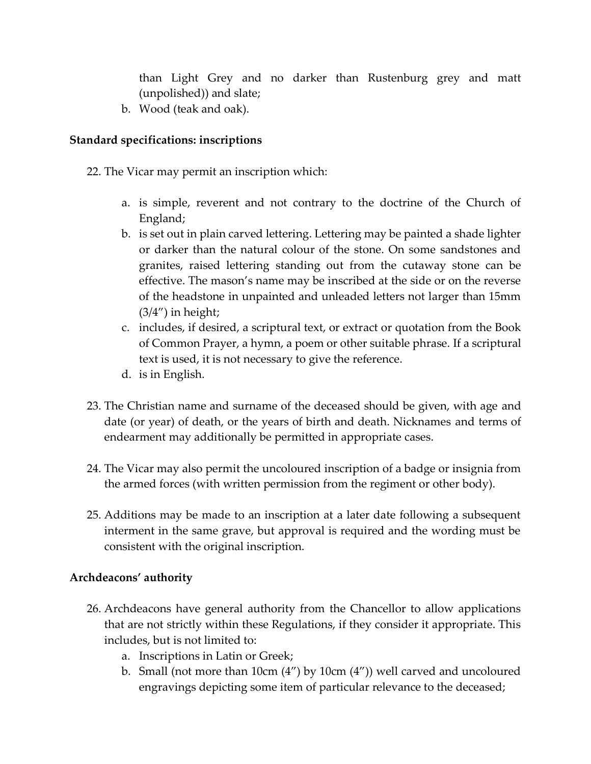than Light Grey and no darker than Rustenburg grey and matt (unpolished)) and slate;

b. Wood (teak and oak).

**Standard specifications: inscriptions**

22. The Vicar may permit an inscription which:

    a. is simple, reverent and not contrary to the doctrine of the Church of England;
    b. is set out in plain carved lettering. Lettering may be painted a shade lighter or darker than the natural colour of the stone. On some sandstones and granites, raised lettering standing out from the cutaway stone can be effective. The mason's name may be inscribed at the side or on the reverse of the headstone in unpainted and unleaded letters not larger than 15mm (3/4") in height;
    c. includes, if desired, a scriptural text, or extract or quotation from the Book of Common Prayer, a hymn, a poem or other suitable phrase. If a scriptural text is used, it is not necessary to give the reference.
    d. is in English.

23. The Christian name and surname of the deceased should be given, with age and date (or year) of death, or the years of birth and death. Nicknames and terms of endearment may additionally be permitted in appropriate cases.

24. The Vicar may also permit the uncoloured inscription of a badge or insignia from the armed forces (with written permission from the regiment or other body).

25. Additions may be made to an inscription at a later date following a subsequent interment in the same grave, but approval is required and the wording must be consistent with the original inscription.

**Archdeacons' authority**

26. Archdeacons have general authority from the Chancellor to allow applications that are not strictly within these Regulations, if they consider it appropriate. This includes, but is not limited to:
    a. Inscriptions in Latin or Greek;
    b. Small (not more than 10cm (4") by 10cm (4")) well carved and uncoloured engravings depicting some item of particular relevance to the deceased;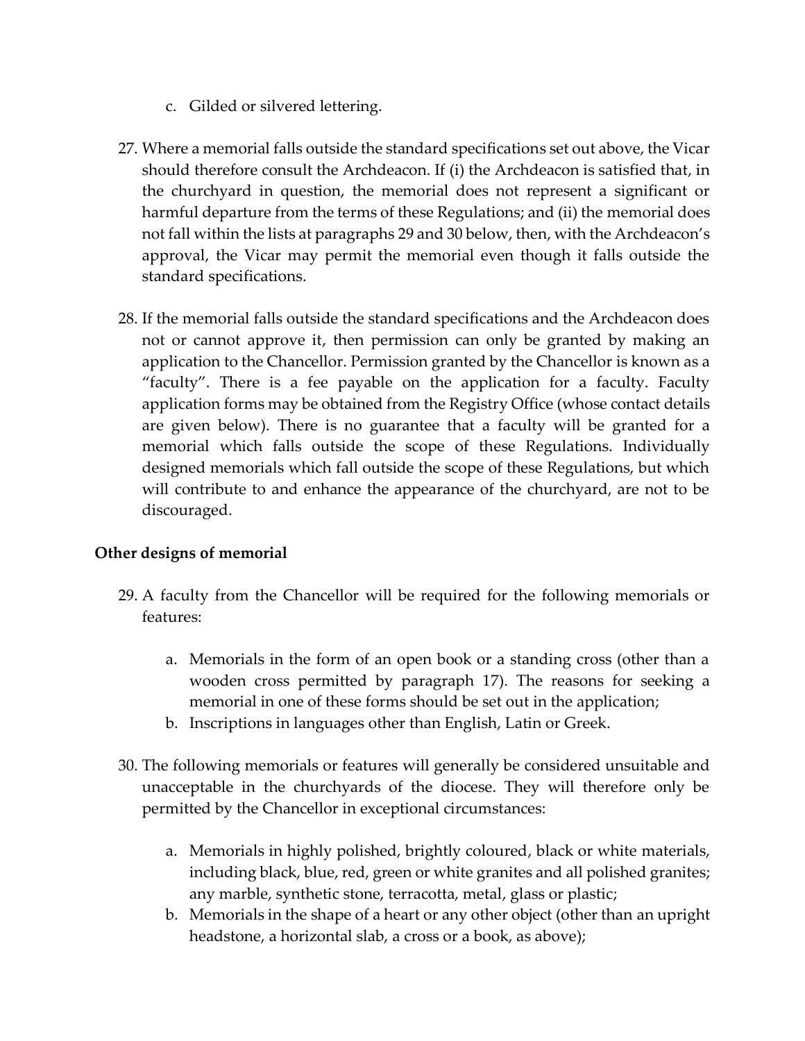c. Gilded or silvered lettering.

27. Where a memorial falls outside the standard specifications set out above, the Vicar should therefore consult the Archdeacon. If (i) the Archdeacon is satisfied that, in the churchyard in question, the memorial does not represent a significant or harmful departure from the terms of these Regulations; and (ii) the memorial does not fall within the lists at paragraphs 29 and 30 below, then, with the Archdeacon's approval, the Vicar may permit the memorial even though it falls outside the standard specifications.

28. If the memorial falls outside the standard specifications and the Archdeacon does not or cannot approve it, then permission can only be granted by making an application to the Chancellor. Permission granted by the Chancellor is known as a "faculty". There is a fee payable on the application for a faculty. Faculty application forms may be obtained from the Registry Office (whose contact details are given below). There is no guarantee that a faculty will be granted for a memorial which falls outside the scope of these Regulations. Individually designed memorials which fall outside the scope of these Regulations, but which will contribute to and enhance the appearance of the churchyard, are not to be discouraged.

**Other designs of memorial**

29. A faculty from the Chancellor will be required for the following memorials or features:

    a. Memorials in the form of an open book or a standing cross (other than a wooden cross permitted by paragraph 17). The reasons for seeking a memorial in one of these forms should be set out in the application;
    b. Inscriptions in languages other than English, Latin or Greek.

30. The following memorials or features will generally be considered unsuitable and unacceptable in the churchyards of the diocese. They will therefore only be permitted by the Chancellor in exceptional circumstances:

    a. Memorials in highly polished, brightly coloured, black or white materials, including black, blue, red, green or white granites and all polished granites; any marble, synthetic stone, terracotta, metal, glass or plastic;
    b. Memorials in the shape of a heart or any other object (other than an upright headstone, a horizontal slab, a cross or a book, as above);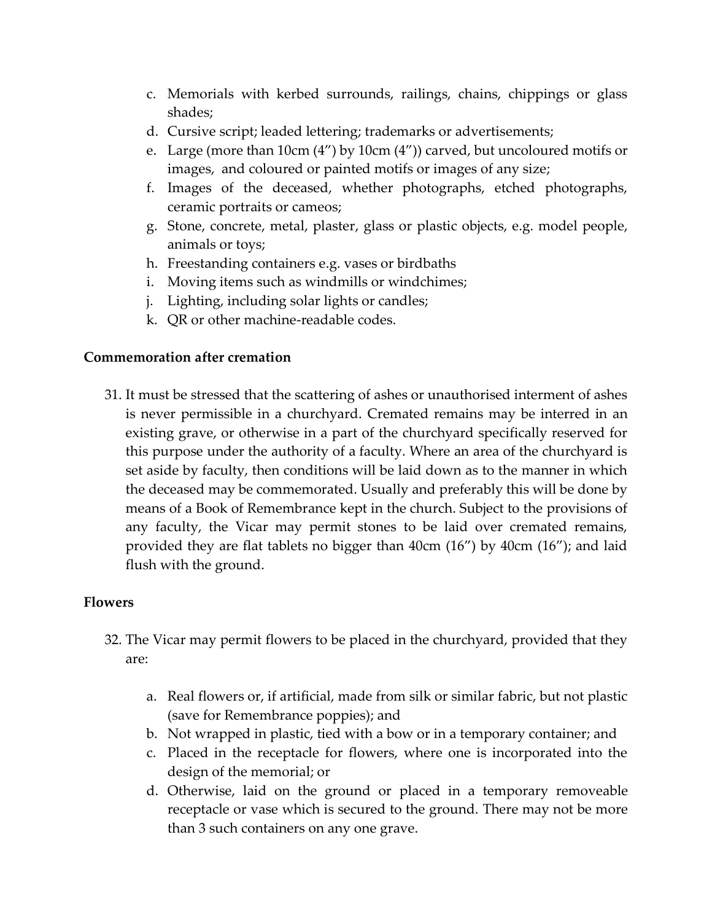c. Memorials with kerbed surrounds, railings, chains, chippings or glass shades;
d. Cursive script; leaded lettering; trademarks or advertisements;
e. Large (more than 10cm (4”) by 10cm (4”)) carved, but uncoloured motifs or images, and coloured or painted motifs or images of any size;
f. Images of the deceased, whether photographs, etched photographs, ceramic portraits or cameos;
g. Stone, concrete, metal, plaster, glass or plastic objects, e.g. model people, animals or toys;
h. Freestanding containers e.g. vases or birdbaths
i. Moving items such as windmills or windchimes;
j. Lighting, including solar lights or candles;
k. QR or other machine-readable codes.

**Commemoration after cremation**

31. It must be stressed that the scattering of ashes or unauthorised interment of ashes is never permissible in a churchyard. Cremated remains may be interred in an existing grave, or otherwise in a part of the churchyard specifically reserved for this purpose under the authority of a faculty. Where an area of the churchyard is set aside by faculty, then conditions will be laid down as to the manner in which the deceased may be commemorated. Usually and preferably this will be done by means of a Book of Remembrance kept in the church. Subject to the provisions of any faculty, the Vicar may permit stones to be laid over cremated remains, provided they are flat tablets no bigger than 40cm (16”) by 40cm (16”); and laid flush with the ground.

**Flowers**

32. The Vicar may permit flowers to be placed in the churchyard, provided that they are:

    a. Real flowers or, if artificial, made from silk or similar fabric, but not plastic (save for Remembrance poppies); and
    b. Not wrapped in plastic, tied with a bow or in a temporary container; and
    c. Placed in the receptacle for flowers, where one is incorporated into the design of the memorial; or
    d. Otherwise, laid on the ground or placed in a temporary removeable receptacle or vase which is secured to the ground. There may not be more than 3 such containers on any one grave.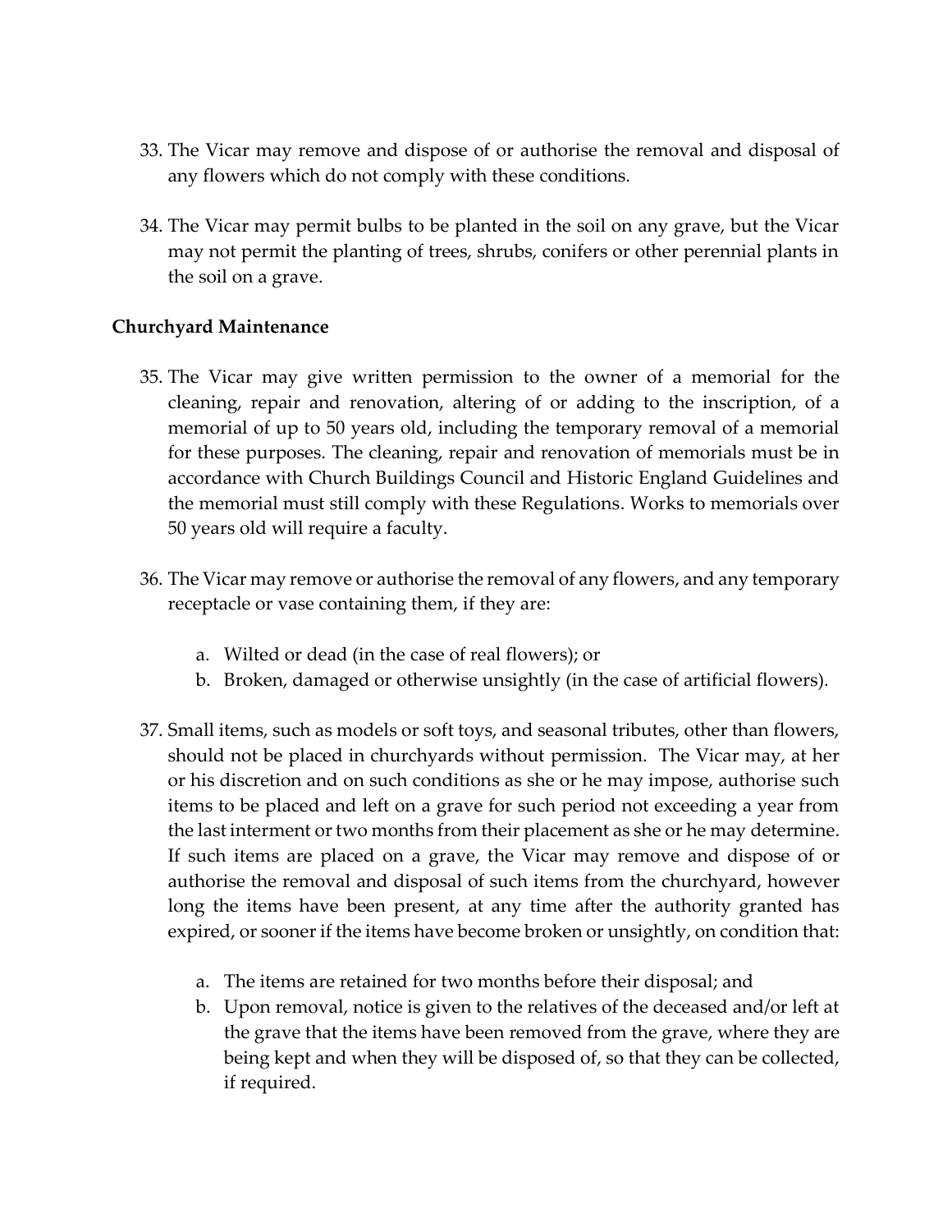33. The Vicar may remove and dispose of or authorise the removal and disposal of any flowers which do not comply with these conditions.

34. The Vicar may permit bulbs to be planted in the soil on any grave, but the Vicar may not permit the planting of trees, shrubs, conifers or other perennial plants in the soil on a grave.

**Churchyard Maintenance**

35. The Vicar may give written permission to the owner of a memorial for the cleaning, repair and renovation, altering of or adding to the inscription, of a memorial of up to 50 years old, including the temporary removal of a memorial for these purposes. The cleaning, repair and renovation of memorials must be in accordance with Church Buildings Council and Historic England Guidelines and the memorial must still comply with these Regulations. Works to memorials over 50 years old will require a faculty.

36. The Vicar may remove or authorise the removal of any flowers, and any temporary receptacle or vase containing them, if they are:

    a. Wilted or dead (in the case of real flowers); or
    b. Broken, damaged or otherwise unsightly (in the case of artificial flowers).

37. Small items, such as models or soft toys, and seasonal tributes, other than flowers, should not be placed in churchyards without permission. The Vicar may, at her or his discretion and on such conditions as she or he may impose, authorise such items to be placed and left on a grave for such period not exceeding a year from the last interment or two months from their placement as she or he may determine. If such items are placed on a grave, the Vicar may remove and dispose of or authorise the removal and disposal of such items from the churchyard, however long the items have been present, at any time after the authority granted has expired, or sooner if the items have become broken or unsightly, on condition that:

    a. The items are retained for two months before their disposal; and
    b. Upon removal, notice is given to the relatives of the deceased and/or left at the grave that the items have been removed from the grave, where they are being kept and when they will be disposed of, so that they can be collected, if required.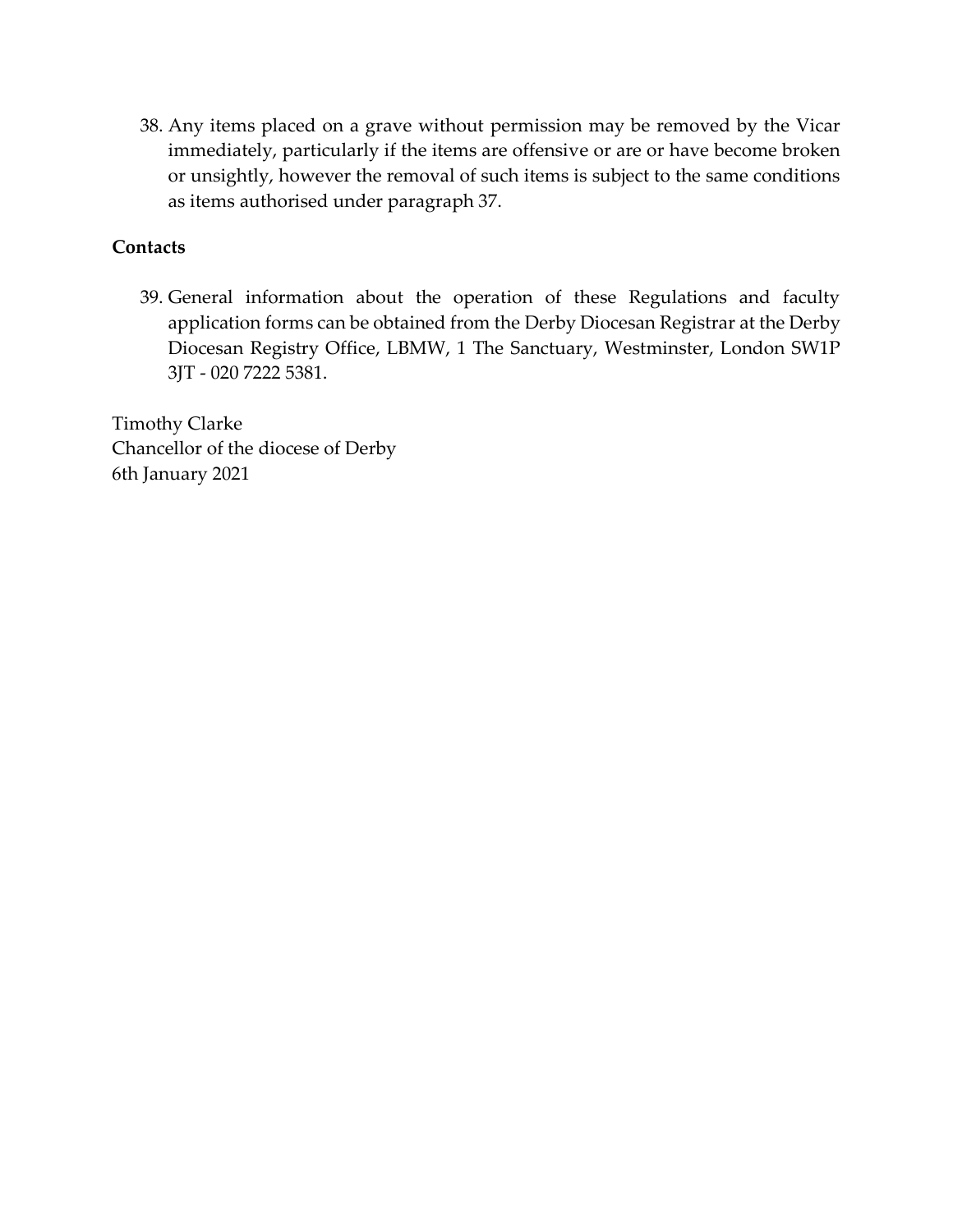38. Any items placed on a grave without permission may be removed by the Vicar immediately, particularly if the items are offensive or are or have become broken or unsightly, however the removal of such items is subject to the same conditions as items authorised under paragraph 37.

**Contacts**

39. General information about the operation of these Regulations and faculty application forms can be obtained from the Derby Diocesan Registrar at the Derby Diocesan Registry Office, LBMW, 1 The Sanctuary, Westminster, London SW1P 3JT - 020 7222 5381.

Timothy Clarke
Chancellor of the diocese of Derby
6th January 2021